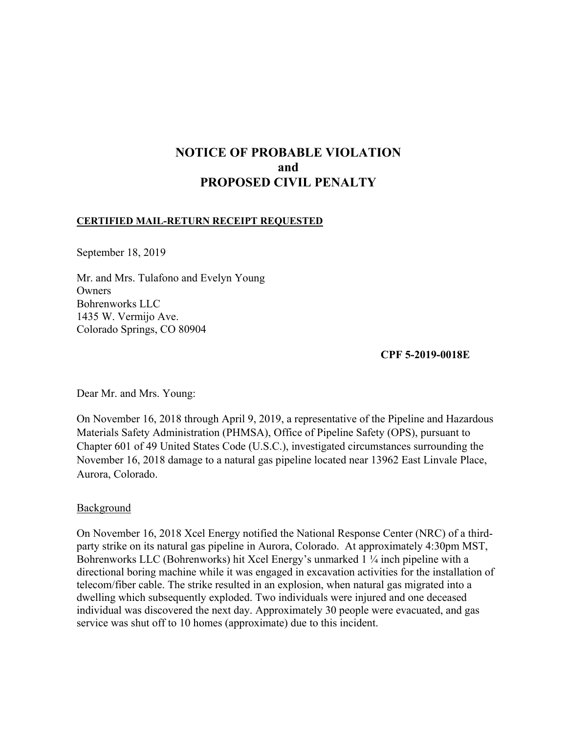# NOTICE OF PROBABLE VIOLATION
# and
# PROPOSED CIVIL PENALTY

**CERTIFIED MAIL-RETURN RECEIPT REQUESTED**

September 18, 2019

Mr. and Mrs. Tulafono and Evelyn Young
Owners
Bohrenworks LLC
1435 W. Vermijo Ave.
Colorado Springs, CO 80904

**CPF 5-2019-0018E**

Dear Mr. and Mrs. Young:

On November 16, 2018 through April 9, 2019, a representative of the Pipeline and Hazardous Materials Safety Administration (PHMSA), Office of Pipeline Safety (OPS), pursuant to Chapter 601 of 49 United States Code (U.S.C.), investigated circumstances surrounding the November 16, 2018 damage to a natural gas pipeline located near 13962 East Linvale Place, Aurora, Colorado.

Background

On November 16, 2018 Xcel Energy notified the National Response Center (NRC) of a third-party strike on its natural gas pipeline in Aurora, Colorado. At approximately 4:30pm MST, Bohrenworks LLC (Bohrenworks) hit Xcel Energy's unmarked 1 ¼ inch pipeline with a directional boring machine while it was engaged in excavation activities for the installation of telecom/fiber cable. The strike resulted in an explosion, when natural gas migrated into a dwelling which subsequently exploded. Two individuals were injured and one deceased individual was discovered the next day. Approximately 30 people were evacuated, and gas service was shut off to 10 homes (approximate) due to this incident.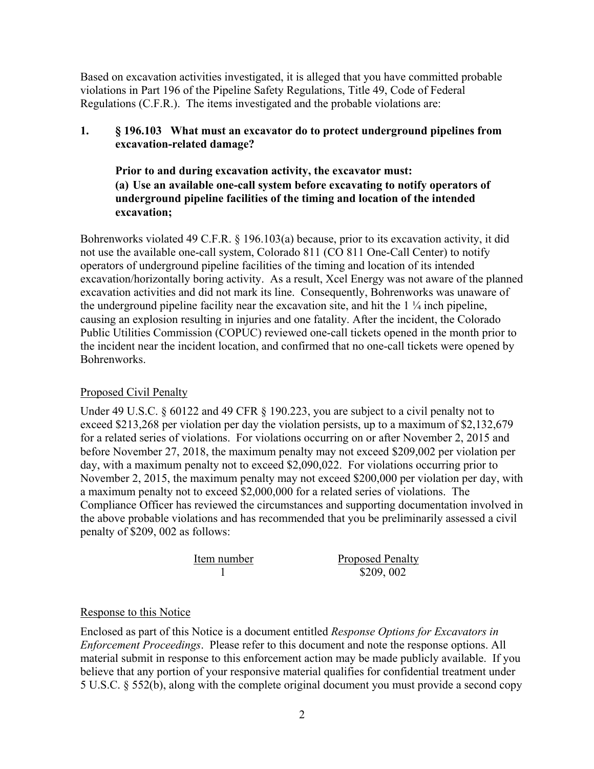Based on excavation activities investigated, it is alleged that you have committed probable violations in Part 196 of the Pipeline Safety Regulations, Title 49, Code of Federal Regulations (C.F.R.). The items investigated and the probable violations are:

**1. § 196.103 What must an excavator do to protect underground pipelines from excavation-related damage?**

**Prior to and during excavation activity, the excavator must:**
**(a) Use an available one-call system before excavating to notify operators of underground pipeline facilities of the timing and location of the intended excavation;**

Bohrenworks violated 49 C.F.R. § 196.103(a) because, prior to its excavation activity, it did not use the available one-call system, Colorado 811 (CO 811 One-Call Center) to notify operators of underground pipeline facilities of the timing and location of its intended excavation/horizontally boring activity. As a result, Xcel Energy was not aware of the planned excavation activities and did not mark its line. Consequently, Bohrenworks was unaware of the underground pipeline facility near the excavation site, and hit the 1 ¼ inch pipeline, causing an explosion resulting in injuries and one fatality. After the incident, the Colorado Public Utilities Commission (COPUC) reviewed one-call tickets opened in the month prior to the incident near the incident location, and confirmed that no one-call tickets were opened by Bohrenworks.

Proposed Civil Penalty

Under 49 U.S.C. § 60122 and 49 CFR § 190.223, you are subject to a civil penalty not to exceed $213,268 per violation per day the violation persists, up to a maximum of $2,132,679 for a related series of violations. For violations occurring on or after November 2, 2015 and before November 27, 2018, the maximum penalty may not exceed $209,002 per violation per day, with a maximum penalty not to exceed $2,090,022. For violations occurring prior to November 2, 2015, the maximum penalty may not exceed $200,000 per violation per day, with a maximum penalty not to exceed $2,000,000 for a related series of violations. The Compliance Officer has reviewed the circumstances and supporting documentation involved in the above probable violations and has recommended that you be preliminarily assessed a civil penalty of $209, 002 as follows:

| Item number | Proposed Penalty |
|---|---|
| 1 | $209, 002 |

Response to this Notice

Enclosed as part of this Notice is a document entitled *Response Options for Excavators in Enforcement Proceedings*. Please refer to this document and note the response options. All material submit in response to this enforcement action may be made publicly available. If you believe that any portion of your responsive material qualifies for confidential treatment under 5 U.S.C. § 552(b), along with the complete original document you must provide a second copy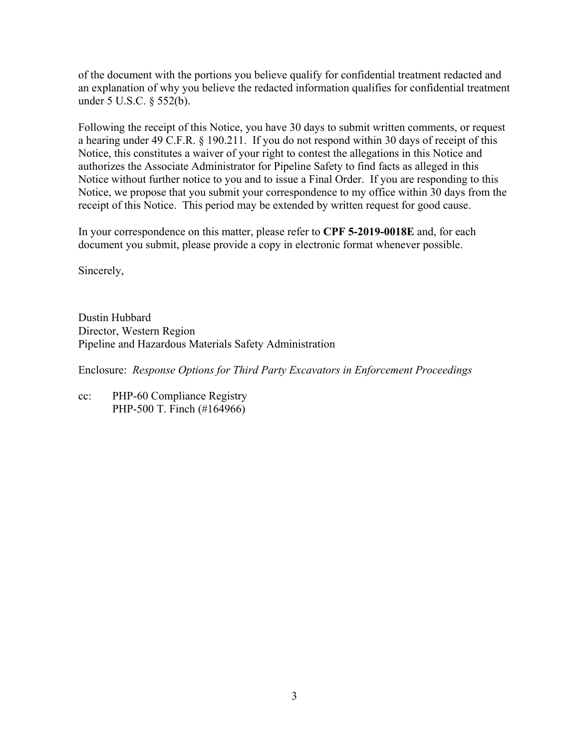of the document with the portions you believe qualify for confidential treatment redacted and an explanation of why you believe the redacted information qualifies for confidential treatment under 5 U.S.C. § 552(b).

Following the receipt of this Notice, you have 30 days to submit written comments, or request a hearing under 49 C.F.R. § 190.211. If you do not respond within 30 days of receipt of this Notice, this constitutes a waiver of your right to contest the allegations in this Notice and authorizes the Associate Administrator for Pipeline Safety to find facts as alleged in this Notice without further notice to you and to issue a Final Order. If you are responding to this Notice, we propose that you submit your correspondence to my office within 30 days from the receipt of this Notice. This period may be extended by written request for good cause.

In your correspondence on this matter, please refer to **CPF 5-2019-0018E** and, for each document you submit, please provide a copy in electronic format whenever possible.

Sincerely,

Dustin Hubbard
Director, Western Region
Pipeline and Hazardous Materials Safety Administration

Enclosure: *Response Options for Third Party Excavators in Enforcement Proceedings*

cc: PHP-60 Compliance Registry
PHP-500 T. Finch (#164966)